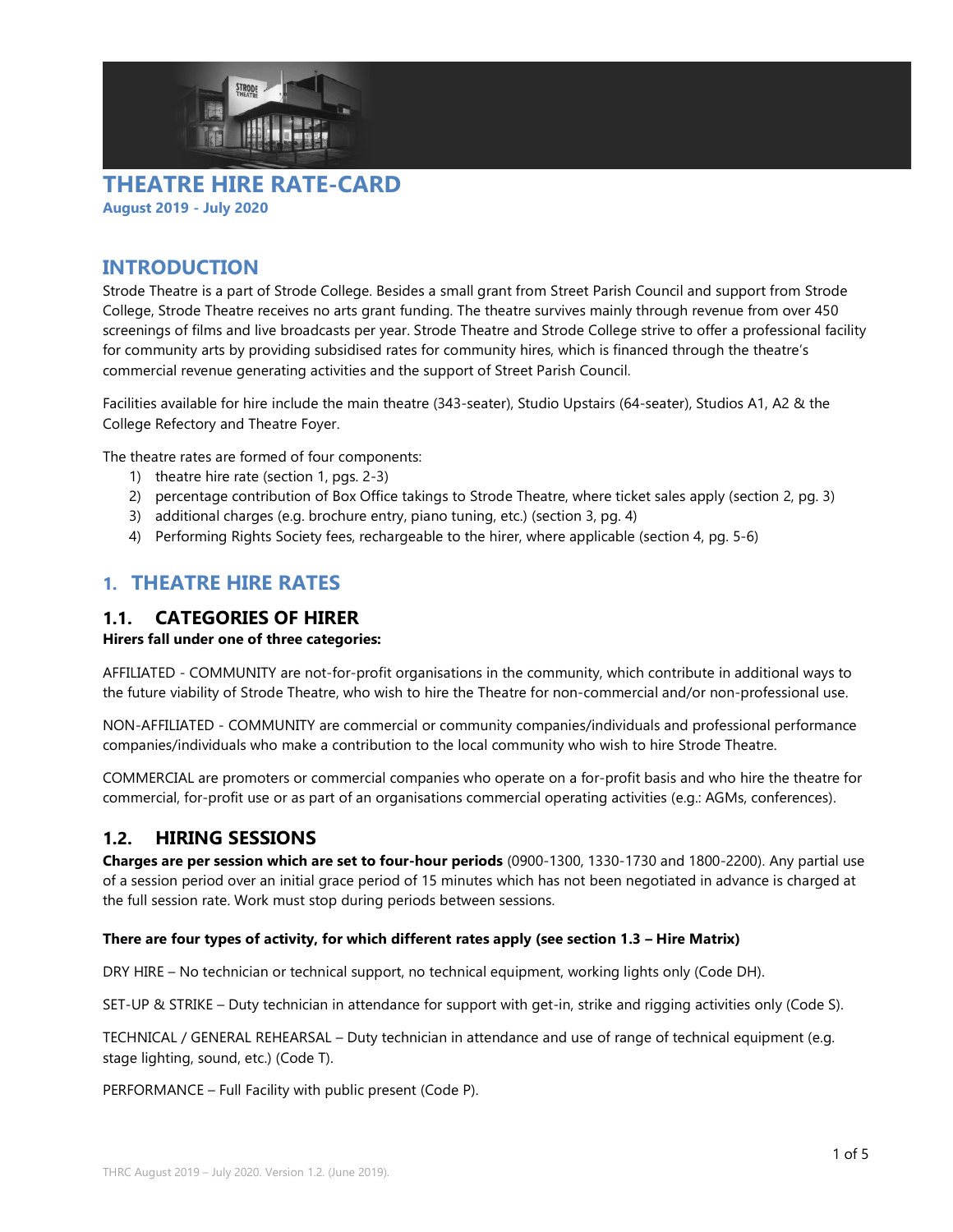# THEATRE HIRE RATE-CARD

**August 2019 - July 2020**

## INTRODUCTION

Strode Theatre is a part of Strode College. Besides a small grant from Street Parish Council and support from Strode College, Strode Theatre receives no arts grant funding. The theatre survives mainly through revenue from over 450 screenings of films and live broadcasts per year. Strode Theatre and Strode College strive to offer a professional facility for community arts by providing subsidised rates for community hires, which is financed through the theatre's commercial revenue generating activities and the support of Street Parish Council.

Facilities available for hire include the main theatre (343-seater), Studio Upstairs (64-seater), Studios A1, A2 & the College Refectory and Theatre Foyer.

The theatre rates are formed of four components:

1) theatre hire rate (section 1, pgs. 2-3)
2) percentage contribution of Box Office takings to Strode Theatre, where ticket sales apply (section 2, pg. 3)
3) additional charges (e.g. brochure entry, piano tuning, etc.) (section 3, pg. 4)
4) Performing Rights Society fees, rechargeable to the hirer, where applicable (section 4, pg. 5-6)

## 1. THEATRE HIRE RATES

### 1.1. CATEGORIES OF HIRER

**Hirers fall under one of three categories:**

AFFILIATED - COMMUNITY are not-for-profit organisations in the community, which contribute in additional ways to the future viability of Strode Theatre, who wish to hire the Theatre for non-commercial and/or non-professional use.

NON-AFFILIATED - COMMUNITY are commercial or community companies/individuals and professional performance companies/individuals who make a contribution to the local community who wish to hire Strode Theatre.

COMMERCIAL are promoters or commercial companies who operate on a for-profit basis and who hire the theatre for commercial, for-profit use or as part of an organisations commercial operating activities (e.g.: AGMs, conferences).

### 1.2. HIRING SESSIONS

**Charges are per session which are set to four-hour periods** (0900-1300, 1330-1730 and 1800-2200). Any partial use of a session period over an initial grace period of 15 minutes which has not been negotiated in advance is charged at the full session rate. Work must stop during periods between sessions.

**There are four types of activity, for which different rates apply (see section 1.3 – Hire Matrix)**

DRY HIRE – No technician or technical support, no technical equipment, working lights only (Code DH).

SET-UP & STRIKE – Duty technician in attendance for support with get-in, strike and rigging activities only (Code S).

TECHNICAL / GENERAL REHEARSAL – Duty technician in attendance and use of range of technical equipment (e.g. stage lighting, sound, etc.) (Code T).

PERFORMANCE – Full Facility with public present (Code P).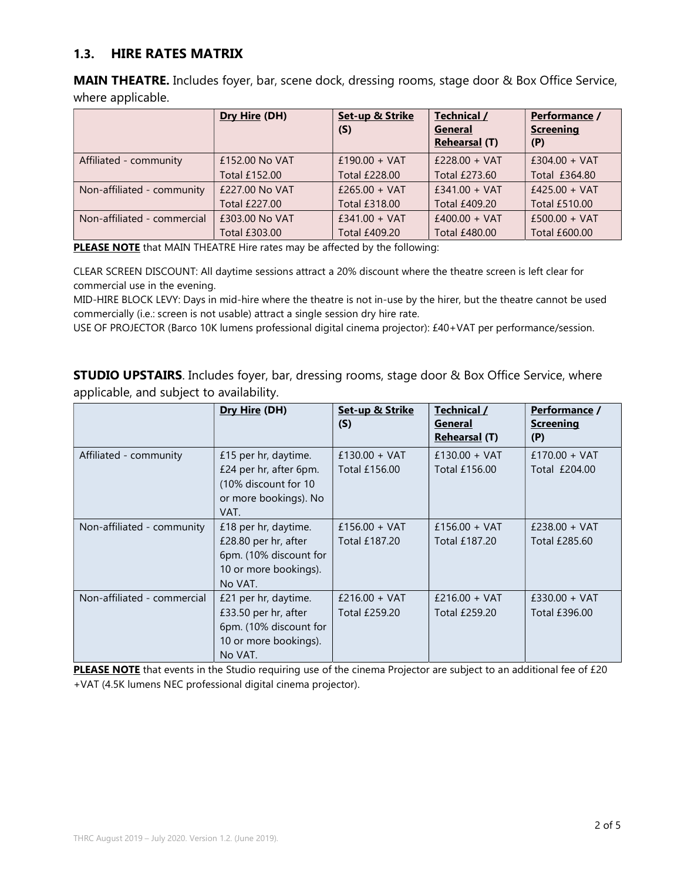## 1.3. HIRE RATES MATRIX

**MAIN THEATRE.** Includes foyer, bar, scene dock, dressing rooms, stage door & Box Office Service, where applicable.

| | Dry Hire (DH) | Set-up & Strike (S) | Technical / General Rehearsal (T) | Performance / Screening (P) |
|---|---|---|---|---|
| Affiliated - community | £152.00 No VAT<br>Total £152.00 | £190.00 + VAT<br>Total £228.00 | £228.00 + VAT<br>Total £273.60 | £304.00 + VAT<br>Total £364.80 |
| Non-affiliated - community | £227.00 No VAT<br>Total £227.00 | £265.00 + VAT<br>Total £318.00 | £341.00 + VAT<br>Total £409.20 | £425.00 + VAT<br>Total £510.00 |
| Non-affiliated - commercial | £303.00 No VAT<br>Total £303.00 | £341.00 + VAT<br>Total £409.20 | £400.00 + VAT<br>Total £480.00 | £500.00 + VAT<br>Total £600.00 |

**PLEASE NOTE** that MAIN THEATRE Hire rates may be affected by the following:

CLEAR SCREEN DISCOUNT: All daytime sessions attract a 20% discount where the theatre screen is left clear for commercial use in the evening.
MID-HIRE BLOCK LEVY: Days in mid-hire where the theatre is not in-use by the hirer, but the theatre cannot be used commercially (i.e.: screen is not usable) attract a single session dry hire rate.
USE OF PROJECTOR (Barco 10K lumens professional digital cinema projector): £40+VAT per performance/session.

**STUDIO UPSTAIRS**. Includes foyer, bar, dressing rooms, stage door & Box Office Service, where applicable, and subject to availability.

| | Dry Hire (DH) | Set-up & Strike (S) | Technical / General Rehearsal (T) | Performance / Screening (P) |
|---|---|---|---|---|
| Affiliated - community | £15 per hr, daytime. £24 per hr, after 6pm. (10% discount for 10 or more bookings). No VAT. | £130.00 + VAT<br>Total £156.00 | £130.00 + VAT<br>Total £156.00 | £170.00 + VAT<br>Total £204.00 |
| Non-affiliated - community | £18 per hr, daytime. £28.80 per hr, after 6pm. (10% discount for 10 or more bookings). No VAT. | £156.00 + VAT<br>Total £187.20 | £156.00 + VAT<br>Total £187.20 | £238.00 + VAT<br>Total £285.60 |
| Non-affiliated - commercial | £21 per hr, daytime. £33.50 per hr, after 6pm. (10% discount for 10 or more bookings). No VAT. | £216.00 + VAT<br>Total £259.20 | £216.00 + VAT<br>Total £259.20 | £330.00 + VAT<br>Total £396.00 |

**PLEASE NOTE** that events in the Studio requiring use of the cinema Projector are subject to an additional fee of £20 +VAT (4.5K lumens NEC professional digital cinema projector).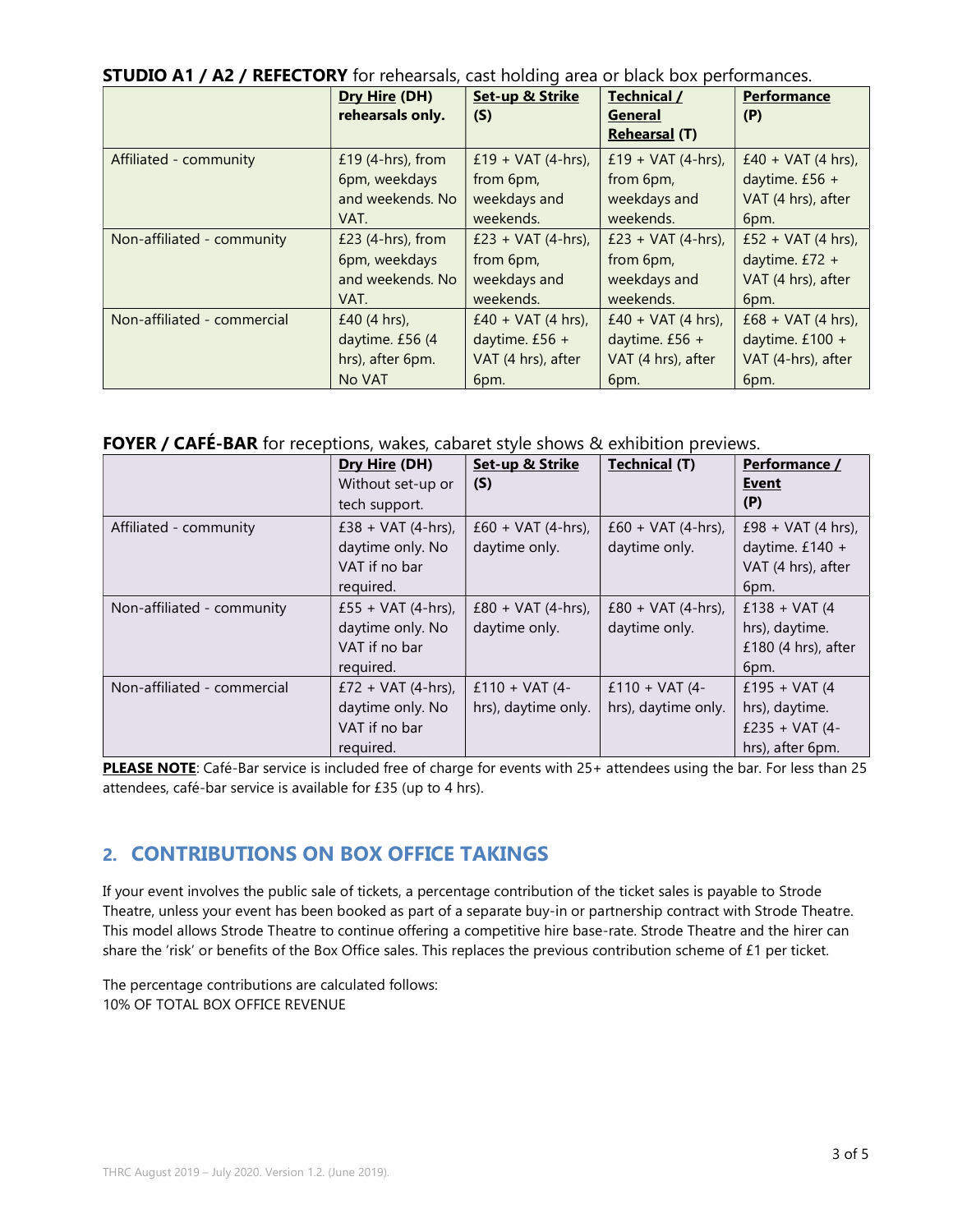**STUDIO A1 / A2 / REFECTORY** for rehearsals, cast holding area or black box performances.

| | **Dry Hire (DH)** rehearsals only. | **Set-up & Strike (S)** | **Technical / General Rehearsal (T)** | **Performance (P)** |
|---|---|---|---|---|
| Affiliated - community | £19 (4-hrs), from 6pm, weekdays and weekends. No VAT. | £19 + VAT (4-hrs), from 6pm, weekdays and weekends. | £19 + VAT (4-hrs), from 6pm, weekdays and weekends. | £40 + VAT (4 hrs), daytime. £56 + VAT (4 hrs), after 6pm. |
| Non-affiliated - community | £23 (4-hrs), from 6pm, weekdays and weekends. No VAT. | £23 + VAT (4-hrs), from 6pm, weekdays and weekends. | £23 + VAT (4-hrs), from 6pm, weekdays and weekends. | £52 + VAT (4 hrs), daytime. £72 + VAT (4 hrs), after 6pm. |
| Non-affiliated - commercial | £40 (4 hrs), daytime. £56 (4 hrs), after 6pm. No VAT | £40 + VAT (4 hrs), daytime. £56 + VAT (4 hrs), after 6pm. | £40 + VAT (4 hrs), daytime. £56 + VAT (4 hrs), after 6pm. | £68 + VAT (4 hrs), daytime. £100 + VAT (4-hrs), after 6pm. |

**FOYER / CAFÉ-BAR** for receptions, wakes, cabaret style shows & exhibition previews.

| | **Dry Hire (DH)** Without set-up or tech support. | **Set-up & Strike (S)** | **Technical (T)** | **Performance / Event (P)** |
|---|---|---|---|---|
| Affiliated - community | £38 + VAT (4-hrs), daytime only. No VAT if no bar required. | £60 + VAT (4-hrs), daytime only. | £60 + VAT (4-hrs), daytime only. | £98 + VAT (4 hrs), daytime. £140 + VAT (4 hrs), after 6pm. |
| Non-affiliated - community | £55 + VAT (4-hrs), daytime only. No VAT if no bar required. | £80 + VAT (4-hrs), daytime only. | £80 + VAT (4-hrs), daytime only. | £138 + VAT (4 hrs), daytime. £180 (4 hrs), after 6pm. |
| Non-affiliated - commercial | £72 + VAT (4-hrs), daytime only. No VAT if no bar required. | £110 + VAT (4-hrs), daytime only. | £110 + VAT (4-hrs), daytime only. | £195 + VAT (4 hrs), daytime. £235 + VAT (4-hrs), after 6pm. |

**PLEASE NOTE**: Café-Bar service is included free of charge for events with 25+ attendees using the bar. For less than 25 attendees, café-bar service is available for £35 (up to 4 hrs).

## 2. CONTRIBUTIONS ON BOX OFFICE TAKINGS

If your event involves the public sale of tickets, a percentage contribution of the ticket sales is payable to Strode Theatre, unless your event has been booked as part of a separate buy-in or partnership contract with Strode Theatre. This model allows Strode Theatre to continue offering a competitive hire base-rate. Strode Theatre and the hirer can share the 'risk' or benefits of the Box Office sales. This replaces the previous contribution scheme of £1 per ticket.

The percentage contributions are calculated follows:
10% OF TOTAL BOX OFFICE REVENUE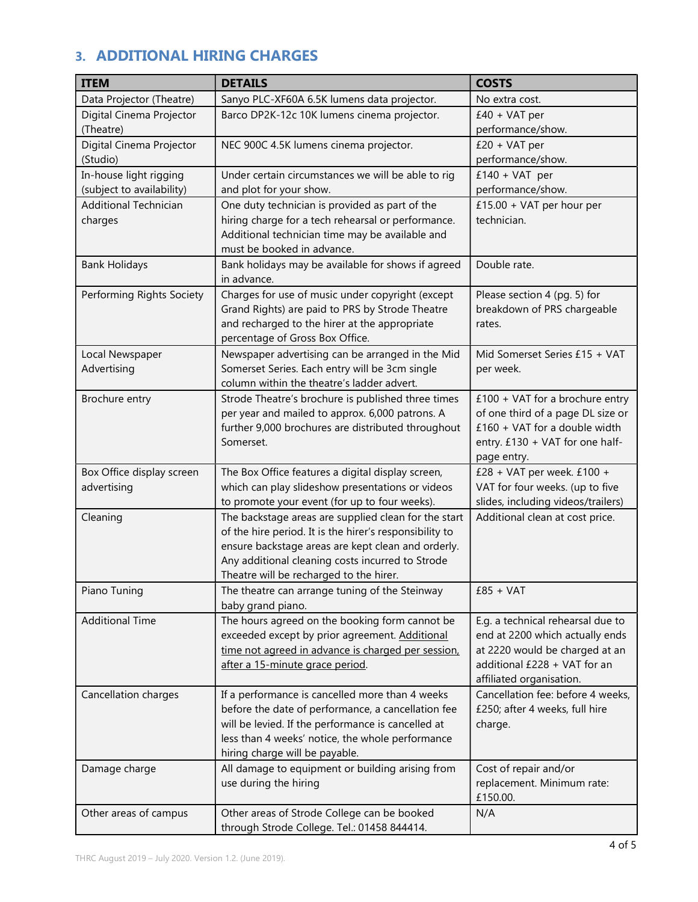## 3. ADDITIONAL HIRING CHARGES

| ITEM | DETAILS | COSTS |
|---|---|---|
| Data Projector (Theatre) | Sanyo PLC-XF60A 6.5K lumens data projector. | No extra cost. |
| Digital Cinema Projector (Theatre) | Barco DP2K-12c 10K lumens cinema projector. | £40 + VAT per performance/show. |
| Digital Cinema Projector (Studio) | NEC 900C 4.5K lumens cinema projector. | £20 + VAT per performance/show. |
| In-house light rigging (subject to availability) | Under certain circumstances we will be able to rig and plot for your show. | £140 + VAT per performance/show. |
| Additional Technician charges | One duty technician is provided as part of the hiring charge for a tech rehearsal or performance. Additional technician time may be available and must be booked in advance. | £15.00 + VAT per hour per technician. |
| Bank Holidays | Bank holidays may be available for shows if agreed in advance. | Double rate. |
| Performing Rights Society | Charges for use of music under copyright (except Grand Rights) are paid to PRS by Strode Theatre and recharged to the hirer at the appropriate percentage of Gross Box Office. | Please section 4 (pg. 5) for breakdown of PRS chargeable rates. |
| Local Newspaper Advertising | Newspaper advertising can be arranged in the Mid Somerset Series. Each entry will be 3cm single column within the theatre's ladder advert. | Mid Somerset Series £15 + VAT per week. |
| Brochure entry | Strode Theatre's brochure is published three times per year and mailed to approx. 6,000 patrons. A further 9,000 brochures are distributed throughout Somerset. | £100 + VAT for a brochure entry of one third of a page DL size or £160 + VAT for a double width entry. £130 + VAT for one half-page entry. |
| Box Office display screen advertising | The Box Office features a digital display screen, which can play slideshow presentations or videos to promote your event (for up to four weeks). | £28 + VAT per week. £100 + VAT for four weeks. (up to five slides, including videos/trailers) |
| Cleaning | The backstage areas are supplied clean for the start of the hire period. It is the hirer's responsibility to ensure backstage areas are kept clean and orderly. Any additional cleaning costs incurred to Strode Theatre will be recharged to the hirer. | Additional clean at cost price. |
| Piano Tuning | The theatre can arrange tuning of the Steinway baby grand piano. | £85 + VAT |
| Additional Time | The hours agreed on the booking form cannot be exceeded except by prior agreement. <u>Additional time not agreed in advance is charged per session, after a 15-minute grace period</u>. | E.g. a technical rehearsal due to end at 2200 which actually ends at 2220 would be charged at an additional £228 + VAT for an affiliated organisation. |
| Cancellation charges | If a performance is cancelled more than 4 weeks before the date of performance, a cancellation fee will be levied. If the performance is cancelled at less than 4 weeks' notice, the whole performance hiring charge will be payable. | Cancellation fee: before 4 weeks, £250; after 4 weeks, full hire charge. |
| Damage charge | All damage to equipment or building arising from use during the hiring | Cost of repair and/or replacement. Minimum rate: £150.00. |
| Other areas of campus | Other areas of Strode College can be booked through Strode College. Tel.: 01458 844414. | N/A |

THRC August 2019 – July 2020. Version 1.2. (June 2019).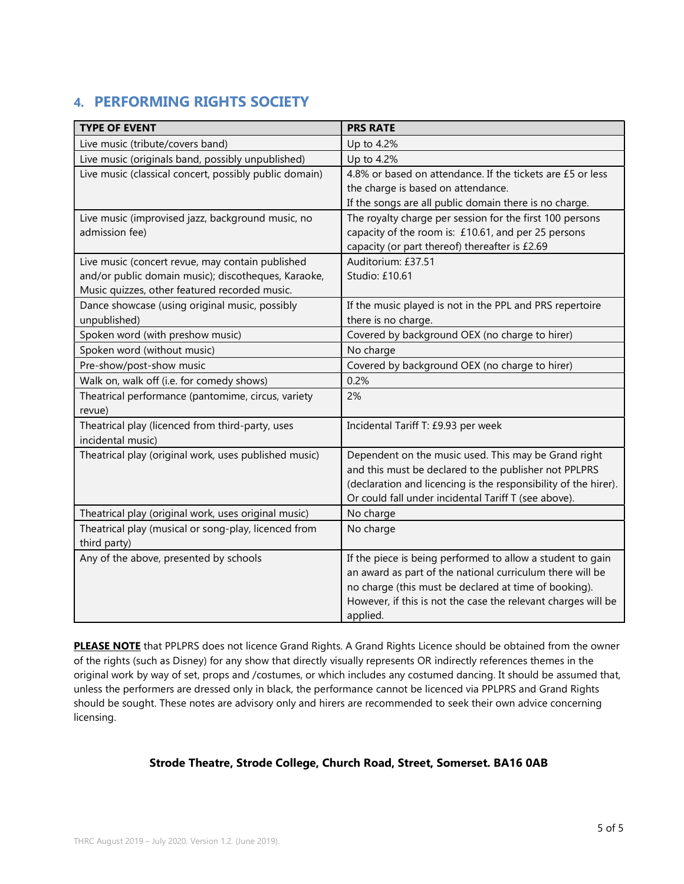## 4. PERFORMING RIGHTS SOCIETY

| TYPE OF EVENT | PRS RATE |
|---|---|
| Live music (tribute/covers band) | Up to 4.2% |
| Live music (originals band, possibly unpublished) | Up to 4.2% |
| Live music (classical concert, possibly public domain) | 4.8% or based on attendance. If the tickets are £5 or less the charge is based on attendance. If the songs are all public domain there is no charge. |
| Live music (improvised jazz, background music, no admission fee) | The royalty charge per session for the first 100 persons capacity of the room is: £10.61, and per 25 persons capacity (or part thereof) thereafter is £2.69 |
| Live music (concert revue, may contain published and/or public domain music); discotheques, Karaoke, Music quizzes, other featured recorded music. | Auditorium: £37.51<br>Studio: £10.61 |
| Dance showcase (using original music, possibly unpublished) | If the music played is not in the PPL and PRS repertoire there is no charge. |
| Spoken word (with preshow music) | Covered by background OEX (no charge to hirer) |
| Spoken word (without music) | No charge |
| Pre-show/post-show music | Covered by background OEX (no charge to hirer) |
| Walk on, walk off (i.e. for comedy shows) | 0.2% |
| Theatrical performance (pantomime, circus, variety revue) | 2% |
| Theatrical play (licenced from third-party, uses incidental music) | Incidental Tariff T: £9.93 per week |
| Theatrical play (original work, uses published music) | Dependent on the music used. This may be Grand right and this must be declared to the publisher not PPLPRS (declaration and licencing is the responsibility of the hirer). Or could fall under incidental Tariff T (see above). |
| Theatrical play (original work, uses original music) | No charge |
| Theatrical play (musical or song-play, licenced from third party) | No charge |
| Any of the above, presented by schools | If the piece is being performed to allow a student to gain an award as part of the national curriculum there will be no charge (this must be declared at time of booking). However, if this is not the case the relevant charges will be applied. |

**PLEASE NOTE** that PPLPRS does not licence Grand Rights. A Grand Rights Licence should be obtained from the owner of the rights (such as Disney) for any show that directly visually represents OR indirectly references themes in the original work by way of set, props and /costumes, or which includes any costumed dancing. It should be assumed that, unless the performers are dressed only in black, the performance cannot be licenced via PPLPRS and Grand Rights should be sought. These notes are advisory only and hirers are recommended to seek their own advice concerning licensing.

**Strode Theatre, Strode College, Church Road, Street, Somerset. BA16 0AB**